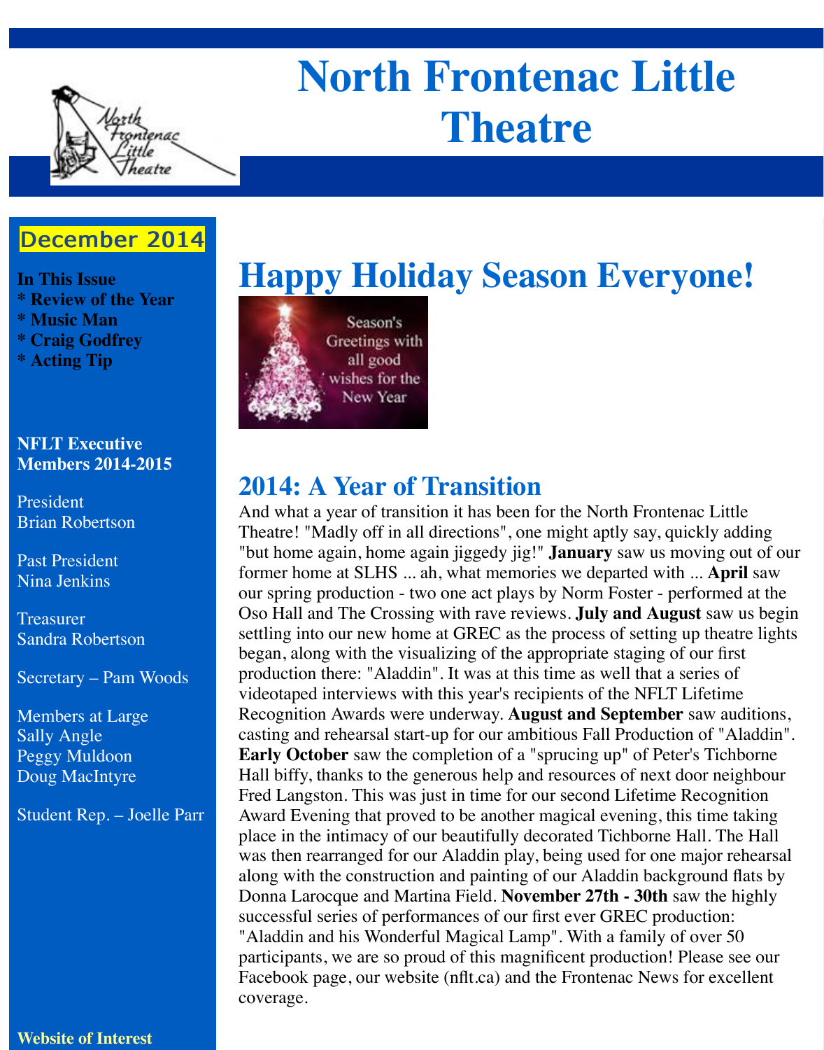# North Frontenac Little Theatre

**December 2014**

**In This Issue**
**\* Review of the Year**
**\* Music Man**
**\* Craig Godfrey**
**\* Acting Tip**

**NFLT Executive Members 2014-2015**

President
Brian Robertson

Past President
Nina Jenkins

Treasurer
Sandra Robertson

Secretary – Pam Woods

Members at Large
Sally Angle
Peggy Muldoon
Doug MacIntyre

Student Rep. – Joelle Parr

**Website of Interest**

# Happy Holiday Season Everyone!

## 2014: A Year of Transition

And what a year of transition it has been for the North Frontenac Little Theatre! "Madly off in all directions", one might aptly say, quickly adding "but home again, home again jiggedy jig!" **January** saw us moving out of our former home at SLHS ... ah, what memories we departed with ... **April** saw our spring production - two one act plays by Norm Foster - performed at the Oso Hall and The Crossing with rave reviews. **July and August** saw us begin settling into our new home at GREC as the process of setting up theatre lights began, along with the visualizing of the appropriate staging of our first production there: "Aladdin". It was at this time as well that a series of videotaped interviews with this year's recipients of the NFLT Lifetime Recognition Awards were underway. **August and September** saw auditions, casting and rehearsal start-up for our ambitious Fall Production of "Aladdin". **Early October** saw the completion of a "sprucing up" of Peter's Tichborne Hall biffy, thanks to the generous help and resources of next door neighbour Fred Langston. This was just in time for our second Lifetime Recognition Award Evening that proved to be another magical evening, this time taking place in the intimacy of our beautifully decorated Tichborne Hall. The Hall was then rearranged for our Aladdin play, being used for one major rehearsal along with the construction and painting of our Aladdin background flats by Donna Larocque and Martina Field. **November 27th - 30th** saw the highly successful series of performances of our first ever GREC production: "Aladdin and his Wonderful Magical Lamp". With a family of over 50 participants, we are so proud of this magnificent production! Please see our Facebook page, our website (nflt.ca) and the Frontenac News for excellent coverage.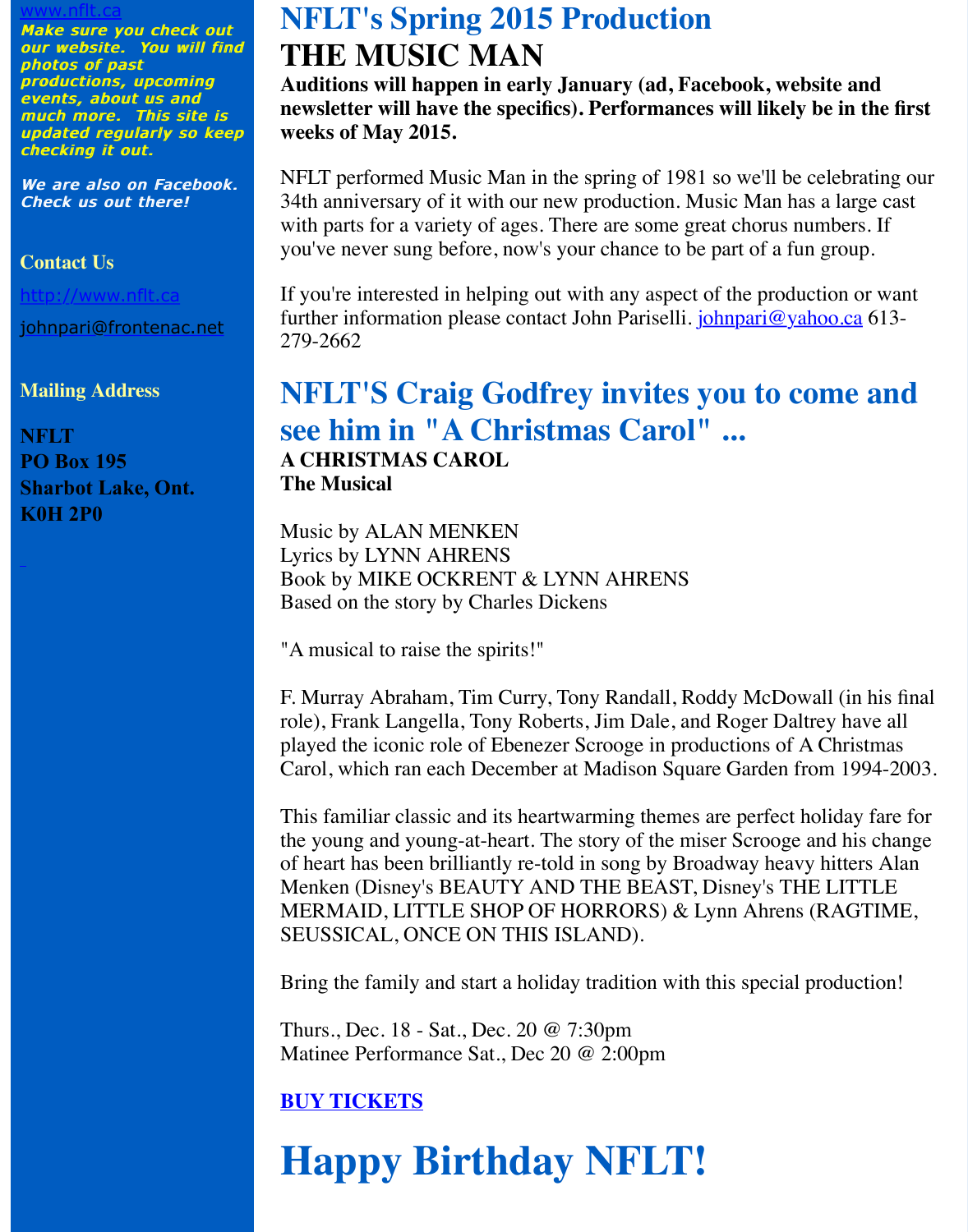[www.nflt.ca](http://www.nflt.ca)

***Make sure you check out our website. You will find photos of past productions, upcoming events, about us and much more. This site is updated regularly so keep checking it out.***

***We are also on Facebook. Check us out there!***

### Contact Us

[http://www.nflt.ca](http://www.nflt.ca)

johnpari@frontenac.net

### Mailing Address

**NFLT**
**PO Box 195**
**Sharbot Lake, Ont.**
**K0H 2P0**

# NFLT's Spring 2015 Production

## THE MUSIC MAN

**Auditions will happen in early January (ad, Facebook, website and newsletter will have the specifics). Performances will likely be in the first weeks of May 2015.**

NFLT performed Music Man in the spring of 1981 so we'll be celebrating our 34th anniversary of it with our new production. Music Man has a large cast with parts for a variety of ages. There are some great chorus numbers. If you've never sung before, now's your chance to be part of a fun group.

If you're interested in helping out with any aspect of the production or want further information please contact John Pariselli. [johnpari@yahoo.ca](mailto:johnpari@yahoo.ca) 613-279-2662

# NFLT'S Craig Godfrey invites you to come and see him in "A Christmas Carol" ...

**A CHRISTMAS CAROL**
**The Musical**

Music by ALAN MENKEN
Lyrics by LYNN AHRENS
Book by MIKE OCKRENT & LYNN AHRENS
Based on the story by Charles Dickens

"A musical to raise the spirits!"

F. Murray Abraham, Tim Curry, Tony Randall, Roddy McDowall (in his final role), Frank Langella, Tony Roberts, Jim Dale, and Roger Daltrey have all played the iconic role of Ebenezer Scrooge in productions of A Christmas Carol, which ran each December at Madison Square Garden from 1994-2003.

This familiar classic and its heartwarming themes are perfect holiday fare for the young and young-at-heart. The story of the miser Scrooge and his change of heart has been brilliantly re-told in song by Broadway heavy hitters Alan Menken (Disney's BEAUTY AND THE BEAST, Disney's THE LITTLE MERMAID, LITTLE SHOP OF HORRORS) & Lynn Ahrens (RAGTIME, SEUSSICAL, ONCE ON THIS ISLAND).

Bring the family and start a holiday tradition with this special production!

Thurs., Dec. 18 - Sat., Dec. 20 @ 7:30pm
Matinee Performance Sat., Dec 20 @ 2:00pm

**BUY TICKETS**

# Happy Birthday NFLT!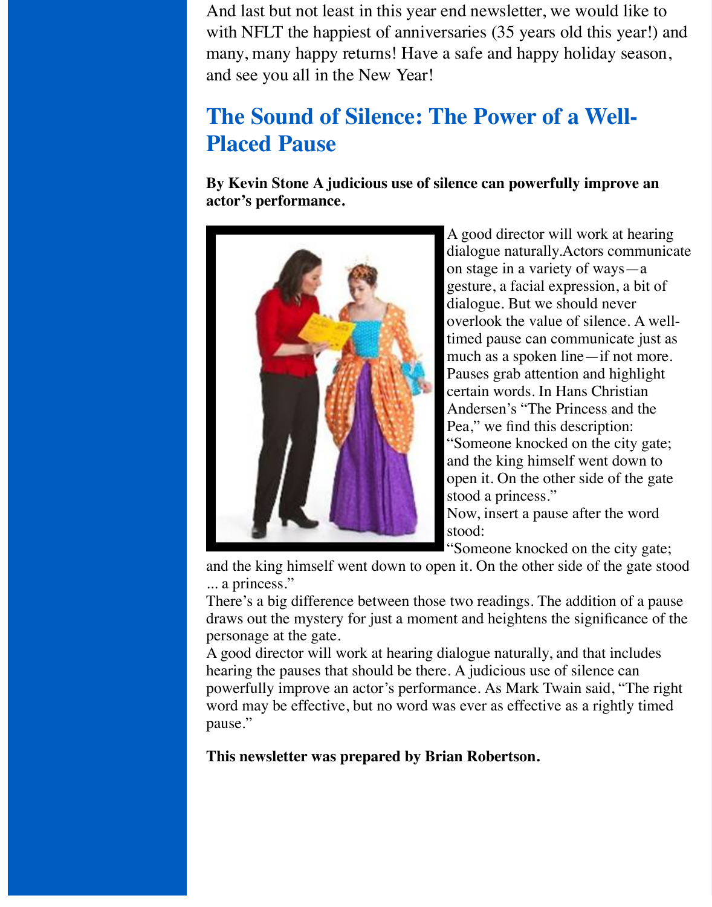And last but not least in this year end newsletter, we would like to with NFLT the happiest of anniversaries (35 years old this year!) and many, many happy returns! Have a safe and happy holiday season, and see you all in the New Year!

## The Sound of Silence: The Power of a Well-Placed Pause

**By Kevin Stone A judicious use of silence can powerfully improve an actor's performance.**

A good director will work at hearing dialogue naturally.Actors communicate on stage in a variety of ways—a gesture, a facial expression, a bit of dialogue. But we should never overlook the value of silence. A well-timed pause can communicate just as much as a spoken line—if not more. Pauses grab attention and highlight certain words. In Hans Christian Andersen's "The Princess and the Pea," we find this description: "Someone knocked on the city gate; and the king himself went down to open it. On the other side of the gate stood a princess."

Now, insert a pause after the word stood:

"Someone knocked on the city gate; and the king himself went down to open it. On the other side of the gate stood ... a princess."

There's a big difference between those two readings. The addition of a pause draws out the mystery for just a moment and heightens the significance of the personage at the gate.

A good director will work at hearing dialogue naturally, and that includes hearing the pauses that should be there. A judicious use of silence can powerfully improve an actor's performance. As Mark Twain said, "The right word may be effective, but no word was ever as effective as a rightly timed pause."

**This newsletter was prepared by Brian Robertson.**